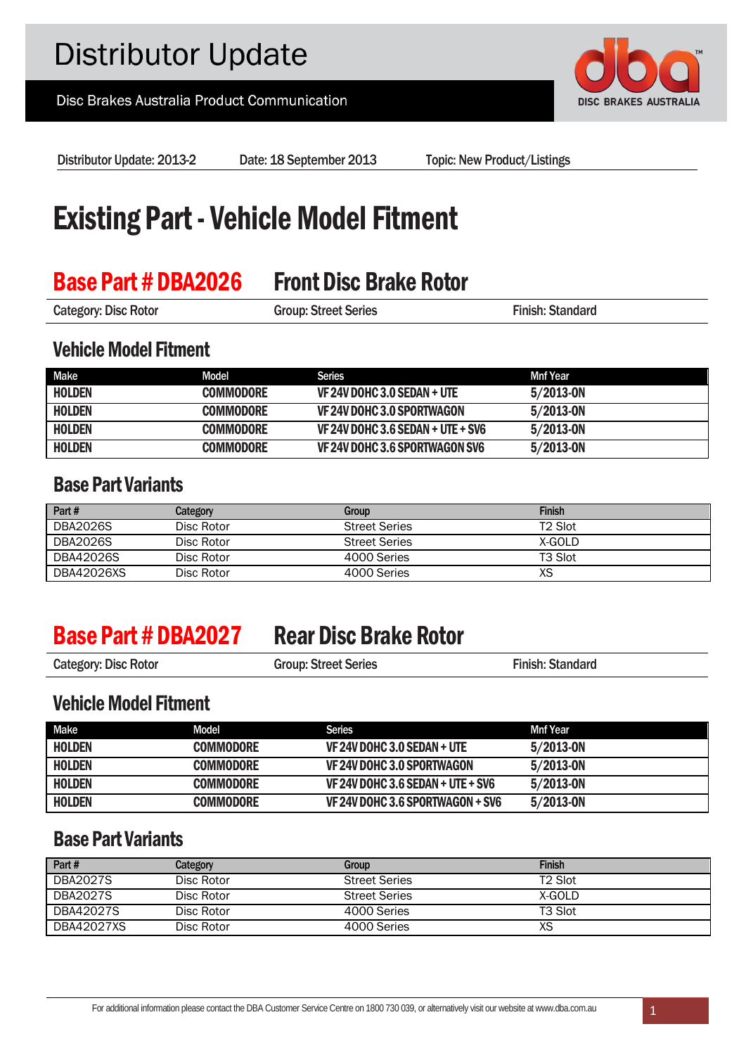# Distributor Update

Disc Brakes Australia Product Communication

DISC BRAKES AUSTRALIA

Distributor Update: 2013-2 | Date: 18 September 2013 | Topic: New Product/Listings

# Existing Part - Vehicle Model Fitment

## Base Part # DBA2026 — Front Disc Brake Rotor

Category: Disc Rotor | Group: Street Series | Finish: Standard

### Vehicle Model Fitment

| Make | Model | Series | Mnf Year |
|---|---|---|---|
| HOLDEN | COMMODORE | VF 24V DOHC 3.0 SEDAN + UTE | 5/2013-ON |
| HOLDEN | COMMODORE | VF 24V DOHC 3.0 SPORTWAGON | 5/2013-ON |
| HOLDEN | COMMODORE | VF 24V DOHC 3.6 SEDAN + UTE + SV6 | 5/2013-ON |
| HOLDEN | COMMODORE | VF 24V DOHC 3.6 SPORTWAGON SV6 | 5/2013-ON |

### Base Part Variants

| Part # | Category | Group | Finish |
|---|---|---|---|
| DBA2026S | Disc Rotor | Street Series | T2 Slot |
| DBA2026S | Disc Rotor | Street Series | X-GOLD |
| DBA42026S | Disc Rotor | 4000 Series | T3 Slot |
| DBA42026XS | Disc Rotor | 4000 Series | XS |

## Base Part # DBA2027 — Rear Disc Brake Rotor

Category: Disc Rotor | Group: Street Series | Finish: Standard

### Vehicle Model Fitment

| Make | Model | Series | Mnf Year |
|---|---|---|---|
| HOLDEN | COMMODORE | VF 24V DOHC 3.0 SEDAN + UTE | 5/2013-ON |
| HOLDEN | COMMODORE | VF 24V DOHC 3.0 SPORTWAGON | 5/2013-ON |
| HOLDEN | COMMODORE | VF 24V DOHC 3.6 SEDAN + UTE + SV6 | 5/2013-ON |
| HOLDEN | COMMODORE | VF 24V DOHC 3.6 SPORTWAGON + SV6 | 5/2013-ON |

### Base Part Variants

| Part # | Category | Group | Finish |
|---|---|---|---|
| DBA2027S | Disc Rotor | Street Series | T2 Slot |
| DBA2027S | Disc Rotor | Street Series | X-GOLD |
| DBA42027S | Disc Rotor | 4000 Series | T3 Slot |
| DBA42027XS | Disc Rotor | 4000 Series | XS |

For additional information please contact the DBA Customer Service Centre on 1800 730 039, or alternatively visit our website at www.dba.com.au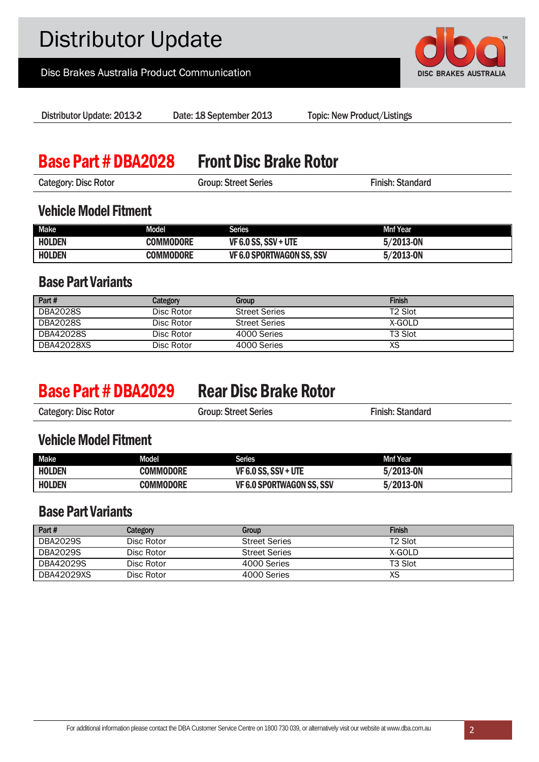# Distributor Update

Disc Brakes Australia Product Communication

DISC BRAKES AUSTRALIA

Distributor Update: 2013-2 | Date: 18 September 2013 | Topic: New Product/Listings

## Base Part # DBA2028 Front Disc Brake Rotor

Category: Disc Rotor | Group: Street Series | Finish: Standard

### Vehicle Model Fitment

| Make | Model | Series | Mnf Year |
|---|---|---|---|
| HOLDEN | COMMODORE | VF 6.0 SS, SSV + UTE | 5/2013-ON |
| HOLDEN | COMMODORE | VF 6.0 SPORTWAGON SS, SSV | 5/2013-ON |

### Base Part Variants

| Part # | Category | Group | Finish |
|---|---|---|---|
| DBA2028S | Disc Rotor | Street Series | T2 Slot |
| DBA2028S | Disc Rotor | Street Series | X-GOLD |
| DBA42028S | Disc Rotor | 4000 Series | T3 Slot |
| DBA42028XS | Disc Rotor | 4000 Series | XS |

## Base Part # DBA2029 Rear Disc Brake Rotor

Category: Disc Rotor | Group: Street Series | Finish: Standard

### Vehicle Model Fitment

| Make | Model | Series | Mnf Year |
|---|---|---|---|
| HOLDEN | COMMODORE | VF 6.0 SS, SSV + UTE | 5/2013-ON |
| HOLDEN | COMMODORE | VF 6.0 SPORTWAGON SS, SSV | 5/2013-ON |

### Base Part Variants

| Part # | Category | Group | Finish |
|---|---|---|---|
| DBA2029S | Disc Rotor | Street Series | T2 Slot |
| DBA2029S | Disc Rotor | Street Series | X-GOLD |
| DBA42029S | Disc Rotor | 4000 Series | T3 Slot |
| DBA42029XS | Disc Rotor | 4000 Series | XS |

For additional information please contact the DBA Customer Service Centre on 1800 730 039, or alternatively visit our website at www.dba.com.au